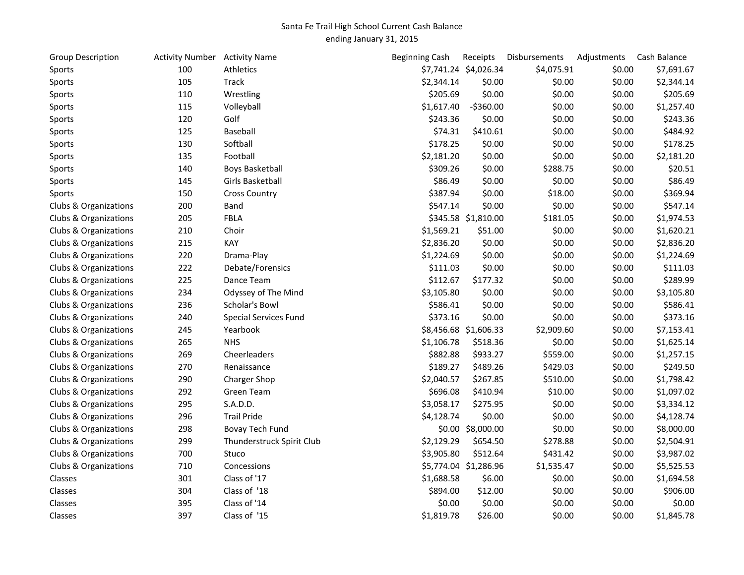Santa Fe Trail High School Current Cash Balance
ending January 31, 2015

| Group Description | Activity Number | Activity Name | Beginning Cash | Receipts | Disbursements | Adjustments | Cash Balance |
|---|---|---|---|---|---|---|---|
| Sports | 100 | Athletics | $7,741.24 | $4,026.34 | $4,075.91 | $0.00 | $7,691.67 |
| Sports | 105 | Track | $2,344.14 | $0.00 | $0.00 | $0.00 | $2,344.14 |
| Sports | 110 | Wrestling | $205.69 | $0.00 | $0.00 | $0.00 | $205.69 |
| Sports | 115 | Volleyball | $1,617.40 | -$360.00 | $0.00 | $0.00 | $1,257.40 |
| Sports | 120 | Golf | $243.36 | $0.00 | $0.00 | $0.00 | $243.36 |
| Sports | 125 | Baseball | $74.31 | $410.61 | $0.00 | $0.00 | $484.92 |
| Sports | 130 | Softball | $178.25 | $0.00 | $0.00 | $0.00 | $178.25 |
| Sports | 135 | Football | $2,181.20 | $0.00 | $0.00 | $0.00 | $2,181.20 |
| Sports | 140 | Boys Basketball | $309.26 | $0.00 | $288.75 | $0.00 | $20.51 |
| Sports | 145 | Girls Basketball | $86.49 | $0.00 | $0.00 | $0.00 | $86.49 |
| Sports | 150 | Cross Country | $387.94 | $0.00 | $18.00 | $0.00 | $369.94 |
| Clubs & Organizations | 200 | Band | $547.14 | $0.00 | $0.00 | $0.00 | $547.14 |
| Clubs & Organizations | 205 | FBLA | $345.58 | $1,810.00 | $181.05 | $0.00 | $1,974.53 |
| Clubs & Organizations | 210 | Choir | $1,569.21 | $51.00 | $0.00 | $0.00 | $1,620.21 |
| Clubs & Organizations | 215 | KAY | $2,836.20 | $0.00 | $0.00 | $0.00 | $2,836.20 |
| Clubs & Organizations | 220 | Drama-Play | $1,224.69 | $0.00 | $0.00 | $0.00 | $1,224.69 |
| Clubs & Organizations | 222 | Debate/Forensics | $111.03 | $0.00 | $0.00 | $0.00 | $111.03 |
| Clubs & Organizations | 225 | Dance Team | $112.67 | $177.32 | $0.00 | $0.00 | $289.99 |
| Clubs & Organizations | 234 | Odyssey of The Mind | $3,105.80 | $0.00 | $0.00 | $0.00 | $3,105.80 |
| Clubs & Organizations | 236 | Scholar's Bowl | $586.41 | $0.00 | $0.00 | $0.00 | $586.41 |
| Clubs & Organizations | 240 | Special Services Fund | $373.16 | $0.00 | $0.00 | $0.00 | $373.16 |
| Clubs & Organizations | 245 | Yearbook | $8,456.68 | $1,606.33 | $2,909.60 | $0.00 | $7,153.41 |
| Clubs & Organizations | 265 | NHS | $1,106.78 | $518.36 | $0.00 | $0.00 | $1,625.14 |
| Clubs & Organizations | 269 | Cheerleaders | $882.88 | $933.27 | $559.00 | $0.00 | $1,257.15 |
| Clubs & Organizations | 270 | Renaissance | $189.27 | $489.26 | $429.03 | $0.00 | $249.50 |
| Clubs & Organizations | 290 | Charger Shop | $2,040.57 | $267.85 | $510.00 | $0.00 | $1,798.42 |
| Clubs & Organizations | 292 | Green Team | $696.08 | $410.94 | $10.00 | $0.00 | $1,097.02 |
| Clubs & Organizations | 295 | S.A.D.D. | $3,058.17 | $275.95 | $0.00 | $0.00 | $3,334.12 |
| Clubs & Organizations | 296 | Trail Pride | $4,128.74 | $0.00 | $0.00 | $0.00 | $4,128.74 |
| Clubs & Organizations | 298 | Bovay Tech Fund | $0.00 | $8,000.00 | $0.00 | $0.00 | $8,000.00 |
| Clubs & Organizations | 299 | Thunderstruck Spirit Club | $2,129.29 | $654.50 | $278.88 | $0.00 | $2,504.91 |
| Clubs & Organizations | 700 | Stuco | $3,905.80 | $512.64 | $431.42 | $0.00 | $3,987.02 |
| Clubs & Organizations | 710 | Concessions | $5,774.04 | $1,286.96 | $1,535.47 | $0.00 | $5,525.53 |
| Classes | 301 | Class of '17 | $1,688.58 | $6.00 | $0.00 | $0.00 | $1,694.58 |
| Classes | 304 | Class of '18 | $894.00 | $12.00 | $0.00 | $0.00 | $906.00 |
| Classes | 395 | Class of '14 | $0.00 | $0.00 | $0.00 | $0.00 | $0.00 |
| Classes | 397 | Class of '15 | $1,819.78 | $26.00 | $0.00 | $0.00 | $1,845.78 |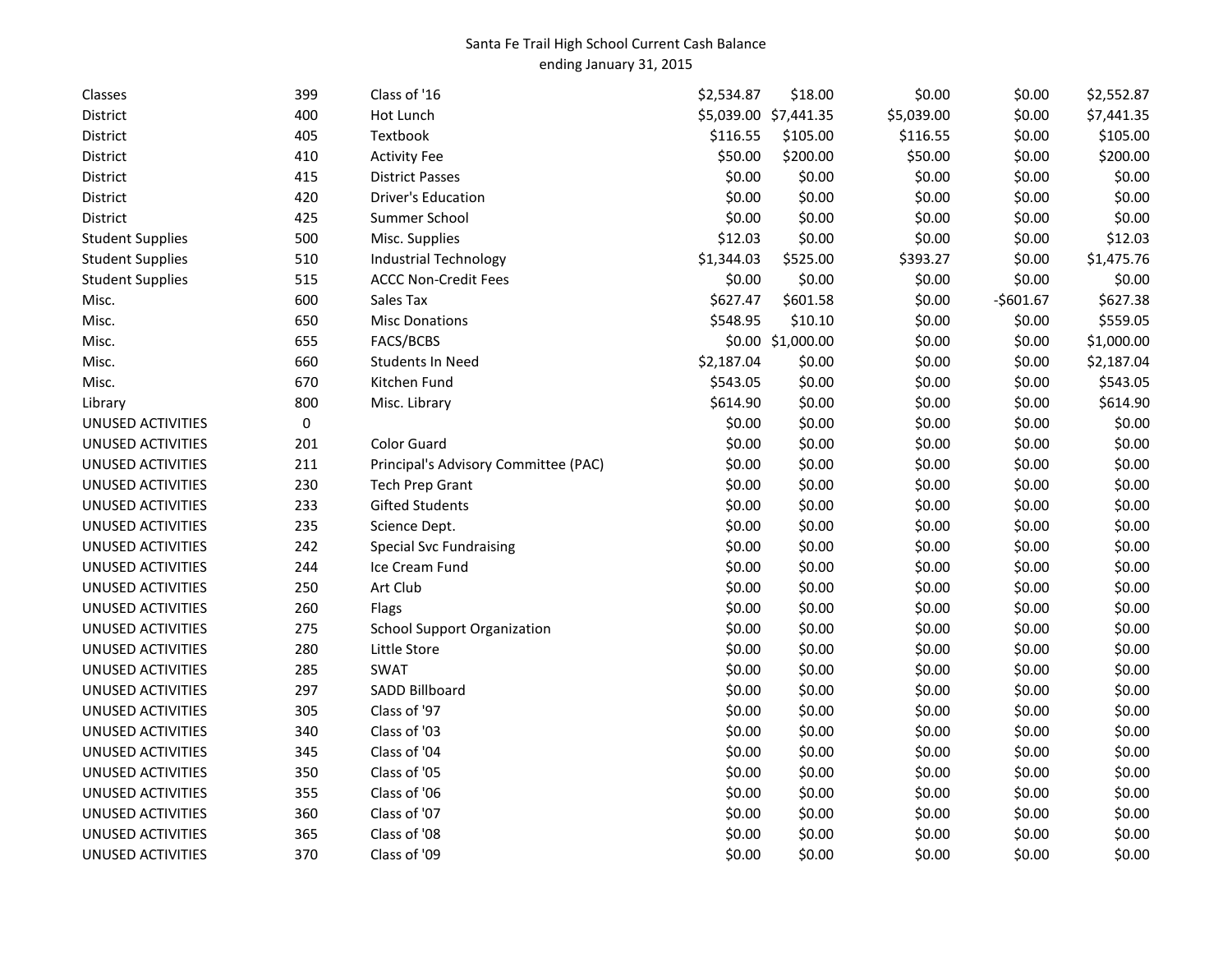Santa Fe Trail High School Current Cash Balance
ending January 31, 2015

| | | | | | | | |
|---|---|---|---|---|---|---|---|
| Classes | 399 | Class of '16 | $2,534.87 | $18.00 | $0.00 | $0.00 | $2,552.87 |
| District | 400 | Hot Lunch | $5,039.00 | $7,441.35 | $5,039.00 | $0.00 | $7,441.35 |
| District | 405 | Textbook | $116.55 | $105.00 | $116.55 | $0.00 | $105.00 |
| District | 410 | Activity Fee | $50.00 | $200.00 | $50.00 | $0.00 | $200.00 |
| District | 415 | District Passes | $0.00 | $0.00 | $0.00 | $0.00 | $0.00 |
| District | 420 | Driver's Education | $0.00 | $0.00 | $0.00 | $0.00 | $0.00 |
| District | 425 | Summer School | $0.00 | $0.00 | $0.00 | $0.00 | $0.00 |
| Student Supplies | 500 | Misc. Supplies | $12.03 | $0.00 | $0.00 | $0.00 | $12.03 |
| Student Supplies | 510 | Industrial Technology | $1,344.03 | $525.00 | $393.27 | $0.00 | $1,475.76 |
| Student Supplies | 515 | ACCC Non-Credit Fees | $0.00 | $0.00 | $0.00 | $0.00 | $0.00 |
| Misc. | 600 | Sales Tax | $627.47 | $601.58 | $0.00 | -$601.67 | $627.38 |
| Misc. | 650 | Misc Donations | $548.95 | $10.10 | $0.00 | $0.00 | $559.05 |
| Misc. | 655 | FACS/BCBS | $0.00 | $1,000.00 | $0.00 | $0.00 | $1,000.00 |
| Misc. | 660 | Students In Need | $2,187.04 | $0.00 | $0.00 | $0.00 | $2,187.04 |
| Misc. | 670 | Kitchen Fund | $543.05 | $0.00 | $0.00 | $0.00 | $543.05 |
| Library | 800 | Misc. Library | $614.90 | $0.00 | $0.00 | $0.00 | $614.90 |
| UNUSED ACTIVITIES | 0 | | $0.00 | $0.00 | $0.00 | $0.00 | $0.00 |
| UNUSED ACTIVITIES | 201 | Color Guard | $0.00 | $0.00 | $0.00 | $0.00 | $0.00 |
| UNUSED ACTIVITIES | 211 | Principal's Advisory Committee (PAC) | $0.00 | $0.00 | $0.00 | $0.00 | $0.00 |
| UNUSED ACTIVITIES | 230 | Tech Prep Grant | $0.00 | $0.00 | $0.00 | $0.00 | $0.00 |
| UNUSED ACTIVITIES | 233 | Gifted Students | $0.00 | $0.00 | $0.00 | $0.00 | $0.00 |
| UNUSED ACTIVITIES | 235 | Science Dept. | $0.00 | $0.00 | $0.00 | $0.00 | $0.00 |
| UNUSED ACTIVITIES | 242 | Special Svc Fundraising | $0.00 | $0.00 | $0.00 | $0.00 | $0.00 |
| UNUSED ACTIVITIES | 244 | Ice Cream Fund | $0.00 | $0.00 | $0.00 | $0.00 | $0.00 |
| UNUSED ACTIVITIES | 250 | Art Club | $0.00 | $0.00 | $0.00 | $0.00 | $0.00 |
| UNUSED ACTIVITIES | 260 | Flags | $0.00 | $0.00 | $0.00 | $0.00 | $0.00 |
| UNUSED ACTIVITIES | 275 | School Support Organization | $0.00 | $0.00 | $0.00 | $0.00 | $0.00 |
| UNUSED ACTIVITIES | 280 | Little Store | $0.00 | $0.00 | $0.00 | $0.00 | $0.00 |
| UNUSED ACTIVITIES | 285 | SWAT | $0.00 | $0.00 | $0.00 | $0.00 | $0.00 |
| UNUSED ACTIVITIES | 297 | SADD Billboard | $0.00 | $0.00 | $0.00 | $0.00 | $0.00 |
| UNUSED ACTIVITIES | 305 | Class of '97 | $0.00 | $0.00 | $0.00 | $0.00 | $0.00 |
| UNUSED ACTIVITIES | 340 | Class of '03 | $0.00 | $0.00 | $0.00 | $0.00 | $0.00 |
| UNUSED ACTIVITIES | 345 | Class of '04 | $0.00 | $0.00 | $0.00 | $0.00 | $0.00 |
| UNUSED ACTIVITIES | 350 | Class of '05 | $0.00 | $0.00 | $0.00 | $0.00 | $0.00 |
| UNUSED ACTIVITIES | 355 | Class of '06 | $0.00 | $0.00 | $0.00 | $0.00 | $0.00 |
| UNUSED ACTIVITIES | 360 | Class of '07 | $0.00 | $0.00 | $0.00 | $0.00 | $0.00 |
| UNUSED ACTIVITIES | 365 | Class of '08 | $0.00 | $0.00 | $0.00 | $0.00 | $0.00 |
| UNUSED ACTIVITIES | 370 | Class of '09 | $0.00 | $0.00 | $0.00 | $0.00 | $0.00 |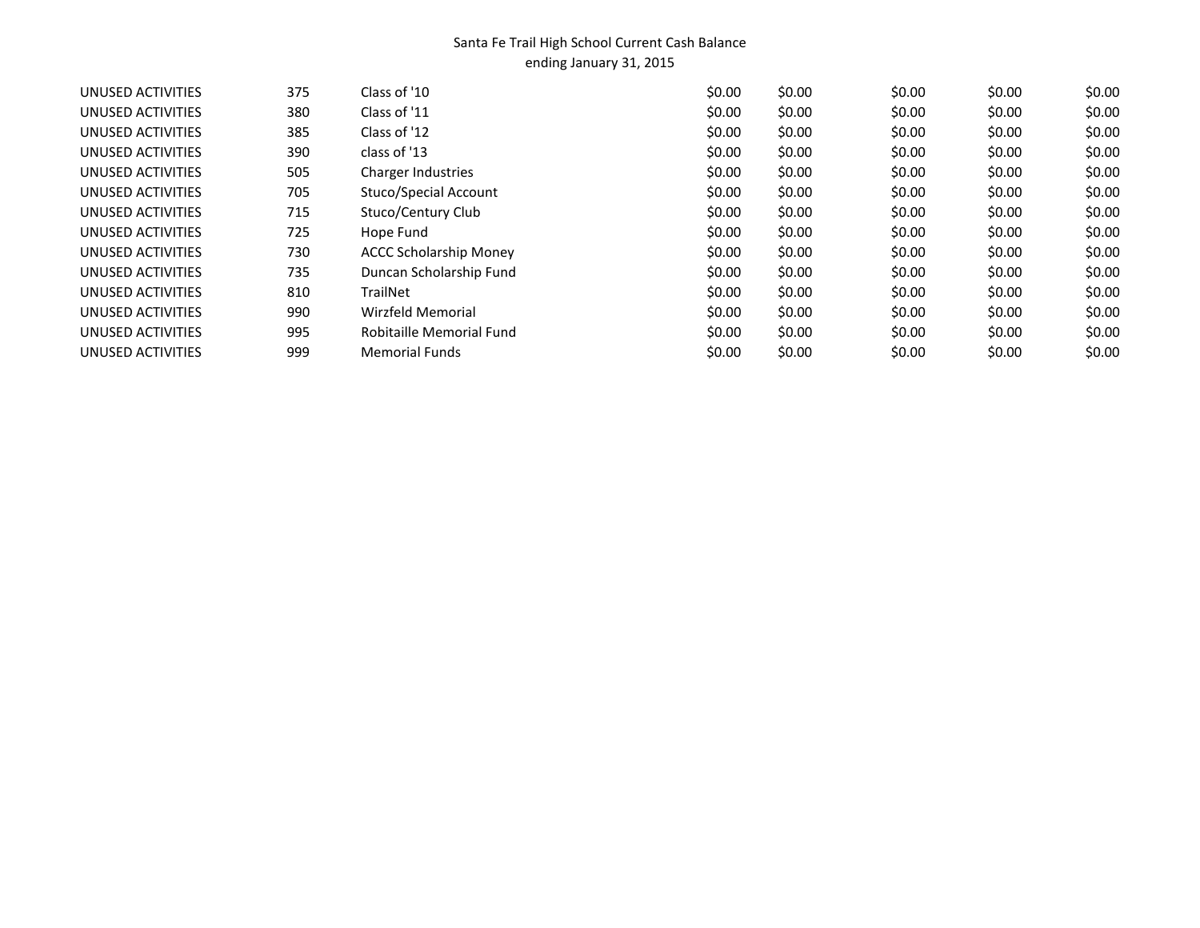Santa Fe Trail High School Current Cash Balance
ending January 31, 2015

| | | | | | | | |
|---|---|---|---|---|---|---|---|
| UNUSED ACTIVITIES | 375 | Class of '10 | $0.00 | $0.00 | $0.00 | $0.00 | $0.00 |
| UNUSED ACTIVITIES | 380 | Class of '11 | $0.00 | $0.00 | $0.00 | $0.00 | $0.00 |
| UNUSED ACTIVITIES | 385 | Class of '12 | $0.00 | $0.00 | $0.00 | $0.00 | $0.00 |
| UNUSED ACTIVITIES | 390 | class of '13 | $0.00 | $0.00 | $0.00 | $0.00 | $0.00 |
| UNUSED ACTIVITIES | 505 | Charger Industries | $0.00 | $0.00 | $0.00 | $0.00 | $0.00 |
| UNUSED ACTIVITIES | 705 | Stuco/Special Account | $0.00 | $0.00 | $0.00 | $0.00 | $0.00 |
| UNUSED ACTIVITIES | 715 | Stuco/Century Club | $0.00 | $0.00 | $0.00 | $0.00 | $0.00 |
| UNUSED ACTIVITIES | 725 | Hope Fund | $0.00 | $0.00 | $0.00 | $0.00 | $0.00 |
| UNUSED ACTIVITIES | 730 | ACCC Scholarship Money | $0.00 | $0.00 | $0.00 | $0.00 | $0.00 |
| UNUSED ACTIVITIES | 735 | Duncan Scholarship Fund | $0.00 | $0.00 | $0.00 | $0.00 | $0.00 |
| UNUSED ACTIVITIES | 810 | TrailNet | $0.00 | $0.00 | $0.00 | $0.00 | $0.00 |
| UNUSED ACTIVITIES | 990 | Wirzfeld Memorial | $0.00 | $0.00 | $0.00 | $0.00 | $0.00 |
| UNUSED ACTIVITIES | 995 | Robitaille Memorial Fund | $0.00 | $0.00 | $0.00 | $0.00 | $0.00 |
| UNUSED ACTIVITIES | 999 | Memorial Funds | $0.00 | $0.00 | $0.00 | $0.00 | $0.00 |